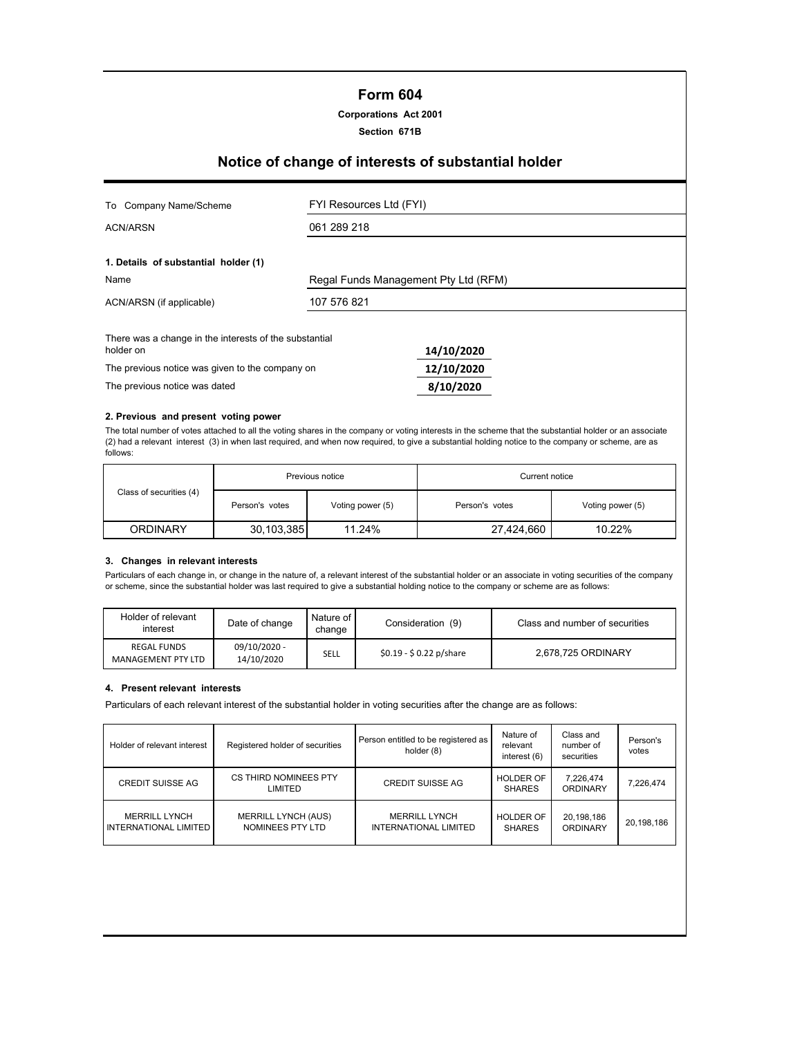# Form 604

**Corporations Act 2001**

**Section 671B**

## Notice of change of interests of substantial holder

| | |
|---|---|
| To Company Name/Scheme | FYI Resources Ltd (FYI) |
| ACN/ARSN | 061 289 218 |

**1. Details of substantial holder (1)**

| | |
|---|---|
| Name | Regal Funds Management Pty Ltd (RFM) |
| ACN/ARSN (if applicable) | 107 576 821 |

| | |
|---|---|
| There was a change in the interests of the substantial holder on | 14/10/2020 |
| The previous notice was given to the company on | 12/10/2020 |
| The previous notice was dated | 8/10/2020 |

**2. Previous and present voting power**

The total number of votes attached to all the voting shares in the company or voting interests in the scheme that the substantial holder or an associate (2) had a relevant interest (3) in when last required, and when now required, to give a substantial holding notice to the company or scheme, are as follows:

| Class of securities (4) | Previous notice | | Current notice | |
|---|---|---|---|---|
| | Person's votes | Voting power (5) | Person's votes | Voting power (5) |
| ORDINARY | 30,103,385 | 11.24% | 27,424,660 | 10.22% |

**3. Changes in relevant interests**

Particulars of each change in, or change in the nature of, a relevant interest of the substantial holder or an associate in voting securities of the company or scheme, since the substantial holder was last required to give a substantial holding notice to the company or scheme are as follows:

| Holder of relevant interest | Date of change | Nature of change | Consideration (9) | Class and number of securities |
|---|---|---|---|---|
| REGAL FUNDS MANAGEMENT PTY LTD | 09/10/2020 - 14/10/2020 | SELL | $0.19 - $ 0.22 p/share | 2,678,725 ORDINARY |

**4. Present relevant interests**

Particulars of each relevant interest of the substantial holder in voting securities after the change are as follows:

| Holder of relevant interest | Registered holder of securities | Person entitled to be registered as holder (8) | Nature of relevant interest (6) | Class and number of securities | Person's votes |
|---|---|---|---|---|---|
| CREDIT SUISSE AG | CS THIRD NOMINEES PTY LIMITED | CREDIT SUISSE AG | HOLDER OF SHARES | 7,226,474 ORDINARY | 7,226,474 |
| MERRILL LYNCH INTERNATIONAL LIMITED | MERRILL LYNCH (AUS) NOMINEES PTY LTD | MERRILL LYNCH INTERNATIONAL LIMITED | HOLDER OF SHARES | 20,198,186 ORDINARY | 20,198,186 |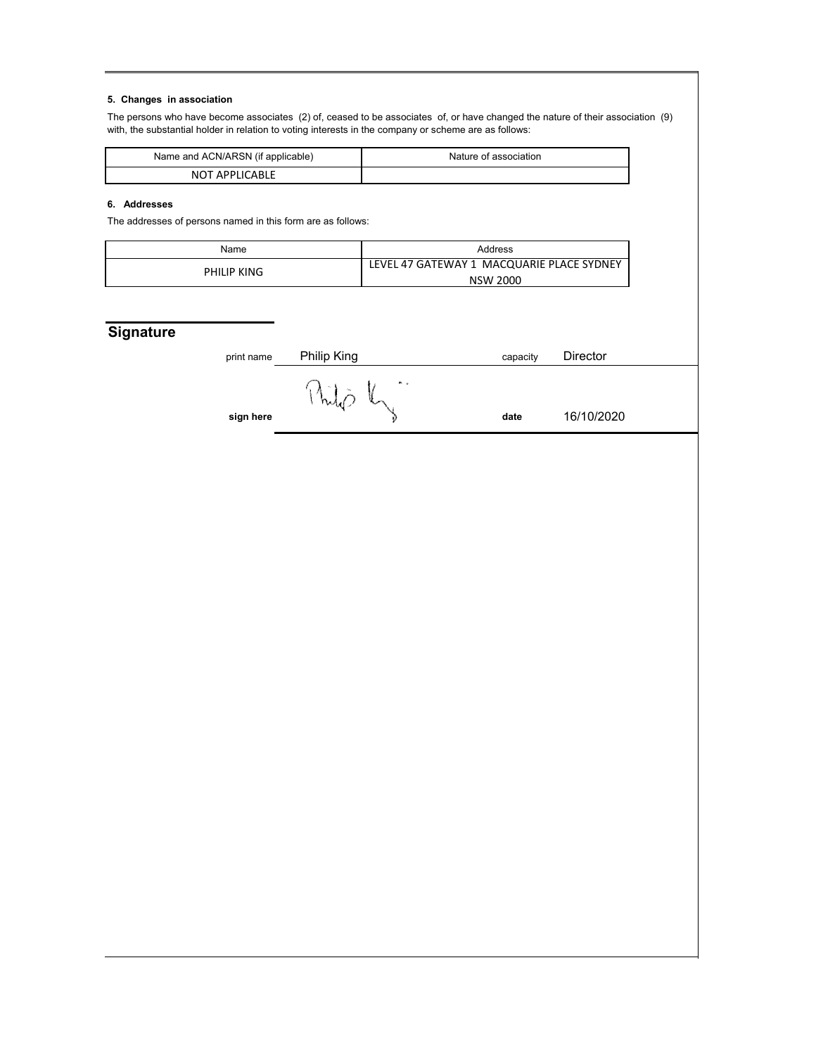#### 5. Changes in association

The persons who have become associates (2) of, ceased to be associates of, or have changed the nature of their association (9) with, the substantial holder in relation to voting interests in the company or scheme are as follows:

| Name and ACN/ARSN (if applicable) | Nature of association |
|---|---|
| NOT APPLICABLE | |

#### 6. Addresses

The addresses of persons named in this form are as follows:

| Name | Address |
|---|---|
| PHILIP KING | LEVEL 47 GATEWAY 1 MACQUARIE PLACE SYDNEY NSW 2000 |

## Signature

print name Philip King capacity Director

sign here Philip King date 16/10/2020